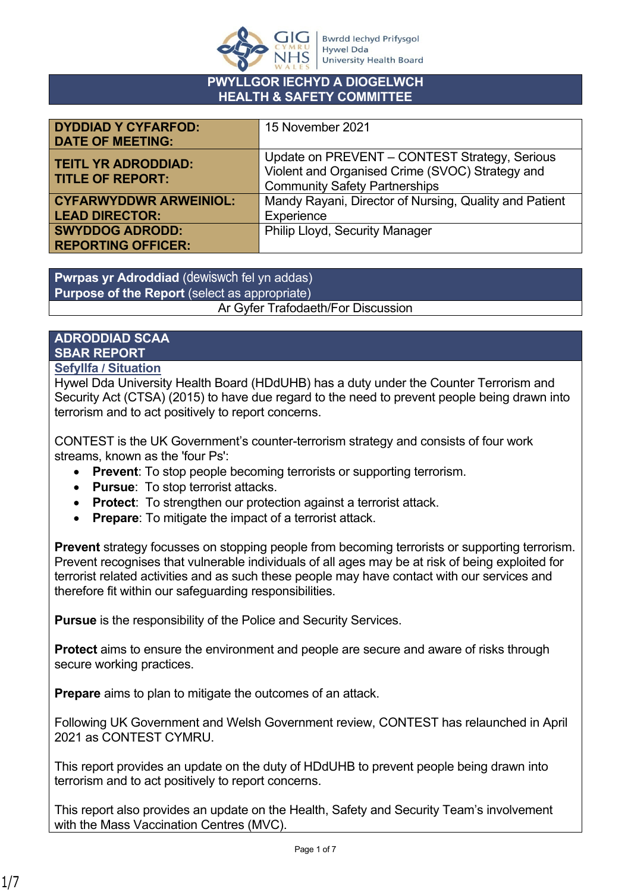GIG CYMRU NHS WALES | Bwrdd Iechyd Prifysgol Hywel Dda University Health Board

# PWYLLGOR IECHYD A DIOGELWCH
# HEALTH & SAFETY COMMITTEE

| | |
|---|---|
| **DYDDIAD Y CYFARFOD: DATE OF MEETING:** | 15 November 2021 |
| **TEITL YR ADRODDIAD: TITLE OF REPORT:** | Update on PREVENT – CONTEST Strategy, Serious Violent and Organised Crime (SVOC) Strategy and Community Safety Partnerships |
| **CYFARWYDDWR ARWEINIOL: LEAD DIRECTOR:** | Mandy Rayani, Director of Nursing, Quality and Patient Experience |
| **SWYDDOG ADRODD: REPORTING OFFICER:** | Philip Lloyd, Security Manager |

| **Pwrpas yr Adroddiad** (dewiswch fel yn addas) **Purpose of the Report** (select as appropriate) |
|---|
| Ar Gyfer Trafodaeth/For Discussion |

## ADRODDIAD SCAA SBAR REPORT

### Sefyllfa / Situation

Hywel Dda University Health Board (HDdUHB) has a duty under the Counter Terrorism and Security Act (CTSA) (2015) to have due regard to the need to prevent people being drawn into terrorism and to act positively to report concerns.

CONTEST is the UK Government's counter-terrorism strategy and consists of four work streams, known as the 'four Ps':

- **Prevent**: To stop people becoming terrorists or supporting terrorism.
- **Pursue**: To stop terrorist attacks.
- **Protect**: To strengthen our protection against a terrorist attack.
- **Prepare**: To mitigate the impact of a terrorist attack.

**Prevent** strategy focusses on stopping people from becoming terrorists or supporting terrorism. Prevent recognises that vulnerable individuals of all ages may be at risk of being exploited for terrorist related activities and as such these people may have contact with our services and therefore fit within our safeguarding responsibilities.

**Pursue** is the responsibility of the Police and Security Services.

**Protect** aims to ensure the environment and people are secure and aware of risks through secure working practices.

**Prepare** aims to plan to mitigate the outcomes of an attack.

Following UK Government and Welsh Government review, CONTEST has relaunched in April 2021 as CONTEST CYMRU.

This report provides an update on the duty of HDdUHB to prevent people being drawn into terrorism and to act positively to report concerns.

This report also provides an update on the Health, Safety and Security Team's involvement with the Mass Vaccination Centres (MVC).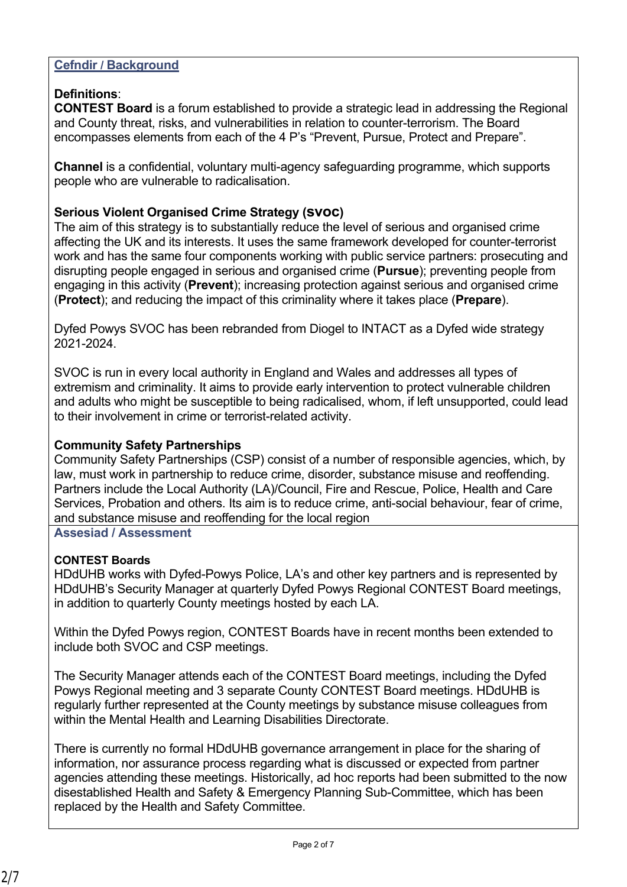## Cefndir / Background

**Definitions**:

**CONTEST Board** is a forum established to provide a strategic lead in addressing the Regional and County threat, risks, and vulnerabilities in relation to counter-terrorism. The Board encompasses elements from each of the 4 P's "Prevent, Pursue, Protect and Prepare".

**Channel** is a confidential, voluntary multi-agency safeguarding programme, which supports people who are vulnerable to radicalisation.

**Serious Violent Organised Crime Strategy (SVOC)**

The aim of this strategy is to substantially reduce the level of serious and organised crime affecting the UK and its interests. It uses the same framework developed for counter-terrorist work and has the same four components working with public service partners: prosecuting and disrupting people engaged in serious and organised crime (**Pursue**); preventing people from engaging in this activity (**Prevent**); increasing protection against serious and organised crime (**Protect**); and reducing the impact of this criminality where it takes place (**Prepare**).

Dyfed Powys SVOC has been rebranded from Diogel to INTACT as a Dyfed wide strategy 2021-2024.

SVOC is run in every local authority in England and Wales and addresses all types of extremism and criminality. It aims to provide early intervention to protect vulnerable children and adults who might be susceptible to being radicalised, whom, if left unsupported, could lead to their involvement in crime or terrorist-related activity.

**Community Safety Partnerships**

Community Safety Partnerships (CSP) consist of a number of responsible agencies, which, by law, must work in partnership to reduce crime, disorder, substance misuse and reoffending. Partners include the Local Authority (LA)/Council, Fire and Rescue, Police, Health and Care Services, Probation and others. Its aim is to reduce crime, anti-social behaviour, fear of crime, and substance misuse and reoffending for the local region

## Assesiad / Assessment

**CONTEST Boards**

HDdUHB works with Dyfed-Powys Police, LA's and other key partners and is represented by HDdUHB's Security Manager at quarterly Dyfed Powys Regional CONTEST Board meetings, in addition to quarterly County meetings hosted by each LA.

Within the Dyfed Powys region, CONTEST Boards have in recent months been extended to include both SVOC and CSP meetings.

The Security Manager attends each of the CONTEST Board meetings, including the Dyfed Powys Regional meeting and 3 separate County CONTEST Board meetings. HDdUHB is regularly further represented at the County meetings by substance misuse colleagues from within the Mental Health and Learning Disabilities Directorate.

There is currently no formal HDdUHB governance arrangement in place for the sharing of information, nor assurance process regarding what is discussed or expected from partner agencies attending these meetings. Historically, ad hoc reports had been submitted to the now disestablished Health and Safety & Emergency Planning Sub-Committee, which has been replaced by the Health and Safety Committee.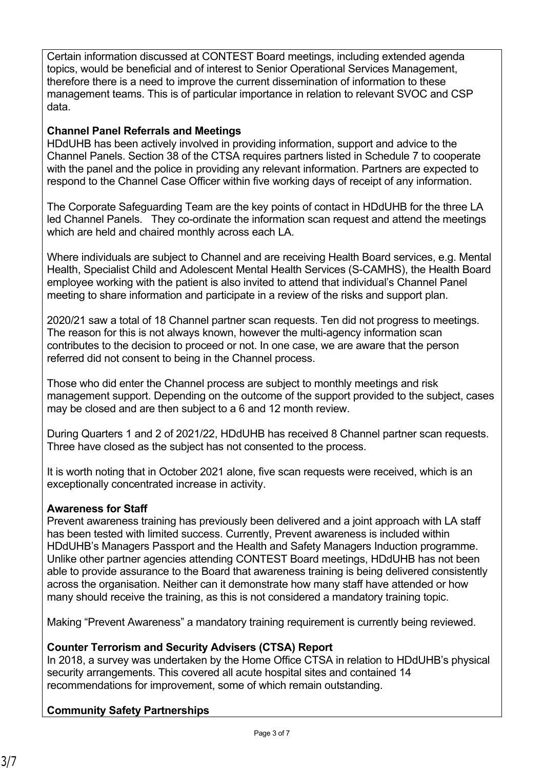Certain information discussed at CONTEST Board meetings, including extended agenda topics, would be beneficial and of interest to Senior Operational Services Management, therefore there is a need to improve the current dissemination of information to these management teams. This is of particular importance in relation to relevant SVOC and CSP data.

**Channel Panel Referrals and Meetings**

HDdUHB has been actively involved in providing information, support and advice to the Channel Panels. Section 38 of the CTSA requires partners listed in Schedule 7 to cooperate with the panel and the police in providing any relevant information. Partners are expected to respond to the Channel Case Officer within five working days of receipt of any information.

The Corporate Safeguarding Team are the key points of contact in HDdUHB for the three LA led Channel Panels. They co-ordinate the information scan request and attend the meetings which are held and chaired monthly across each LA.

Where individuals are subject to Channel and are receiving Health Board services, e.g. Mental Health, Specialist Child and Adolescent Mental Health Services (S-CAMHS), the Health Board employee working with the patient is also invited to attend that individual's Channel Panel meeting to share information and participate in a review of the risks and support plan.

2020/21 saw a total of 18 Channel partner scan requests. Ten did not progress to meetings. The reason for this is not always known, however the multi-agency information scan contributes to the decision to proceed or not. In one case, we are aware that the person referred did not consent to being in the Channel process.

Those who did enter the Channel process are subject to monthly meetings and risk management support. Depending on the outcome of the support provided to the subject, cases may be closed and are then subject to a 6 and 12 month review.

During Quarters 1 and 2 of 2021/22, HDdUHB has received 8 Channel partner scan requests. Three have closed as the subject has not consented to the process.

It is worth noting that in October 2021 alone, five scan requests were received, which is an exceptionally concentrated increase in activity.

**Awareness for Staff**

Prevent awareness training has previously been delivered and a joint approach with LA staff has been tested with limited success. Currently, Prevent awareness is included within HDdUHB's Managers Passport and the Health and Safety Managers Induction programme. Unlike other partner agencies attending CONTEST Board meetings, HDdUHB has not been able to provide assurance to the Board that awareness training is being delivered consistently across the organisation. Neither can it demonstrate how many staff have attended or how many should receive the training, as this is not considered a mandatory training topic.

Making "Prevent Awareness" a mandatory training requirement is currently being reviewed.

**Counter Terrorism and Security Advisers (CTSA) Report**

In 2018, a survey was undertaken by the Home Office CTSA in relation to HDdUHB's physical security arrangements. This covered all acute hospital sites and contained 14 recommendations for improvement, some of which remain outstanding.

**Community Safety Partnerships**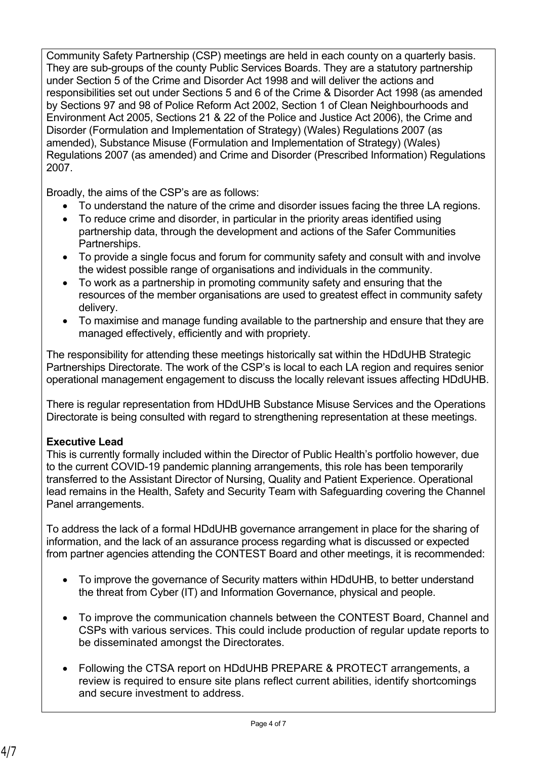Community Safety Partnership (CSP) meetings are held in each county on a quarterly basis. They are sub-groups of the county Public Services Boards. They are a statutory partnership under Section 5 of the Crime and Disorder Act 1998 and will deliver the actions and responsibilities set out under Sections 5 and 6 of the Crime & Disorder Act 1998 (as amended by Sections 97 and 98 of Police Reform Act 2002, Section 1 of Clean Neighbourhoods and Environment Act 2005, Sections 21 & 22 of the Police and Justice Act 2006), the Crime and Disorder (Formulation and Implementation of Strategy) (Wales) Regulations 2007 (as amended), Substance Misuse (Formulation and Implementation of Strategy) (Wales) Regulations 2007 (as amended) and Crime and Disorder (Prescribed Information) Regulations 2007.

Broadly, the aims of the CSP's are as follows:

- To understand the nature of the crime and disorder issues facing the three LA regions.
- To reduce crime and disorder, in particular in the priority areas identified using partnership data, through the development and actions of the Safer Communities Partnerships.
- To provide a single focus and forum for community safety and consult with and involve the widest possible range of organisations and individuals in the community.
- To work as a partnership in promoting community safety and ensuring that the resources of the member organisations are used to greatest effect in community safety delivery.
- To maximise and manage funding available to the partnership and ensure that they are managed effectively, efficiently and with propriety.

The responsibility for attending these meetings historically sat within the HDdUHB Strategic Partnerships Directorate. The work of the CSP's is local to each LA region and requires senior operational management engagement to discuss the locally relevant issues affecting HDdUHB.

There is regular representation from HDdUHB Substance Misuse Services and the Operations Directorate is being consulted with regard to strengthening representation at these meetings.

**Executive Lead**

This is currently formally included within the Director of Public Health's portfolio however, due to the current COVID-19 pandemic planning arrangements, this role has been temporarily transferred to the Assistant Director of Nursing, Quality and Patient Experience. Operational lead remains in the Health, Safety and Security Team with Safeguarding covering the Channel Panel arrangements.

To address the lack of a formal HDdUHB governance arrangement in place for the sharing of information, and the lack of an assurance process regarding what is discussed or expected from partner agencies attending the CONTEST Board and other meetings, it is recommended:

- To improve the governance of Security matters within HDdUHB, to better understand the threat from Cyber (IT) and Information Governance, physical and people.

- To improve the communication channels between the CONTEST Board, Channel and CSPs with various services. This could include production of regular update reports to be disseminated amongst the Directorates.

- Following the CTSA report on HDdUHB PREPARE & PROTECT arrangements, a review is required to ensure site plans reflect current abilities, identify shortcomings and secure investment to address.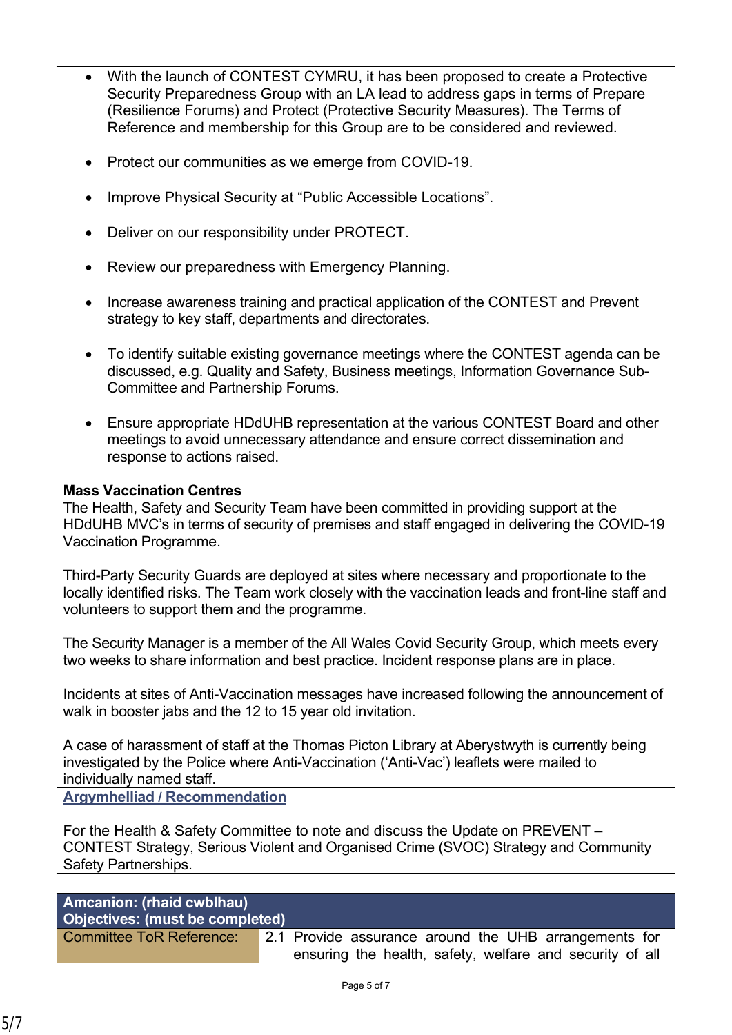- With the launch of CONTEST CYMRU, it has been proposed to create a Protective Security Preparedness Group with an LA lead to address gaps in terms of Prepare (Resilience Forums) and Protect (Protective Security Measures). The Terms of Reference and membership for this Group are to be considered and reviewed.

- Protect our communities as we emerge from COVID-19.

- Improve Physical Security at "Public Accessible Locations".

- Deliver on our responsibility under PROTECT.

- Review our preparedness with Emergency Planning.

- Increase awareness training and practical application of the CONTEST and Prevent strategy to key staff, departments and directorates.

- To identify suitable existing governance meetings where the CONTEST agenda can be discussed, e.g. Quality and Safety, Business meetings, Information Governance Sub-Committee and Partnership Forums.

- Ensure appropriate HDdUHB representation at the various CONTEST Board and other meetings to avoid unnecessary attendance and ensure correct dissemination and response to actions raised.

**Mass Vaccination Centres**

The Health, Safety and Security Team have been committed in providing support at the HDdUHB MVC's in terms of security of premises and staff engaged in delivering the COVID-19 Vaccination Programme.

Third-Party Security Guards are deployed at sites where necessary and proportionate to the locally identified risks. The Team work closely with the vaccination leads and front-line staff and volunteers to support them and the programme.

The Security Manager is a member of the All Wales Covid Security Group, which meets every two weeks to share information and best practice. Incident response plans are in place.

Incidents at sites of Anti-Vaccination messages have increased following the announcement of walk in booster jabs and the 12 to 15 year old invitation.

A case of harassment of staff at the Thomas Picton Library at Aberystwyth is currently being investigated by the Police where Anti-Vaccination ('Anti-Vac') leaflets were mailed to individually named staff.

**Argymhelliad / Recommendation**

For the Health & Safety Committee to note and discuss the Update on PREVENT – CONTEST Strategy, Serious Violent and Organised Crime (SVOC) Strategy and Community Safety Partnerships.

| Amcanion: (rhaid cwblhau)<br>Objectives: (must be completed) | |
|---|---|
| Committee ToR Reference: | 2.1 Provide assurance around the UHB arrangements for ensuring the health, safety, welfare and security of all |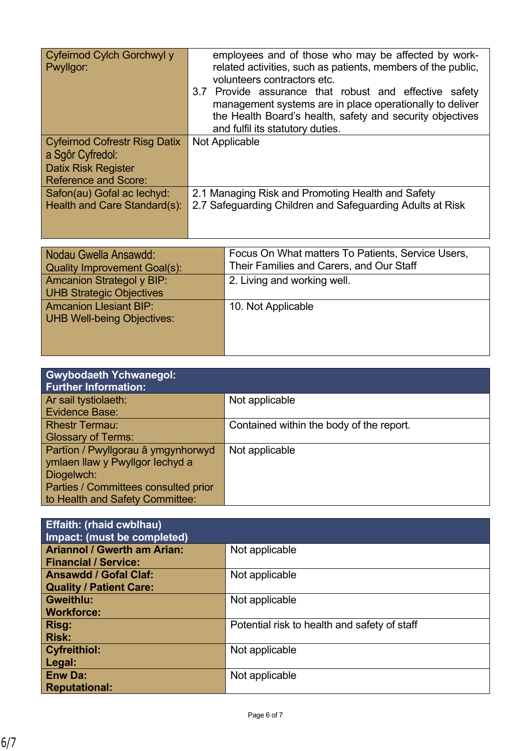| Cyfeirnod Cylch Gorchwyl y Pwyllgor: | employees and of those who may be affected by work-related activities, such as patients, members of the public, volunteers contractors etc.<br>3.7 Provide assurance that robust and effective safety management systems are in place operationally to deliver the Health Board's health, safety and security objectives and fulfil its statutory duties. |
|---|---|
| Cyfeirnod Cofrestr Risg Datix a Sgôr Cyfredol:<br>Datix Risk Register Reference and Score: | Not Applicable |
| Safon(au) Gofal ac Iechyd:<br>Health and Care Standard(s): | 2.1 Managing Risk and Promoting Health and Safety<br>2.7 Safeguarding Children and Safeguarding Adults at Risk |

| Nodau Gwella Ansawdd:<br>Quality Improvement Goal(s): | Focus On What matters To Patients, Service Users, Their Families and Carers, and Our Staff |
|---|---|
| Amcanion Strategol y BIP:<br>UHB Strategic Objectives | 2. Living and working well. |
| Amcanion Llesiant BIP:<br>UHB Well-being Objectives: | 10. Not Applicable |

| **Gwybodaeth Ychwanegol:<br>Further Information:** | |
|---|---|
| Ar sail tystiolaeth:<br>Evidence Base: | Not applicable |
| Rhestr Termau:<br>Glossary of Terms: | Contained within the body of the report. |
| Partïon / Pwyllgorau â ymgynhorwyd ymlaen llaw y Pwyllgor Iechyd a Diogelwch:<br>Parties / Committees consulted prior to Health and Safety Committee: | Not applicable |

| **Effaith: (rhaid cwblhau)<br>Impact: (must be completed)** | |
|---|---|
| **Ariannol / Gwerth am Arian:<br>Financial / Service:** | Not applicable |
| **Ansawdd / Gofal Claf:<br>Quality / Patient Care:** | Not applicable |
| **Gweithlu:<br>Workforce:** | Not applicable |
| **Risg:<br>Risk:** | Potential risk to health and safety of staff |
| **Cyfreithiol:<br>Legal:** | Not applicable |
| **Enw Da:<br>Reputational:** | Not applicable |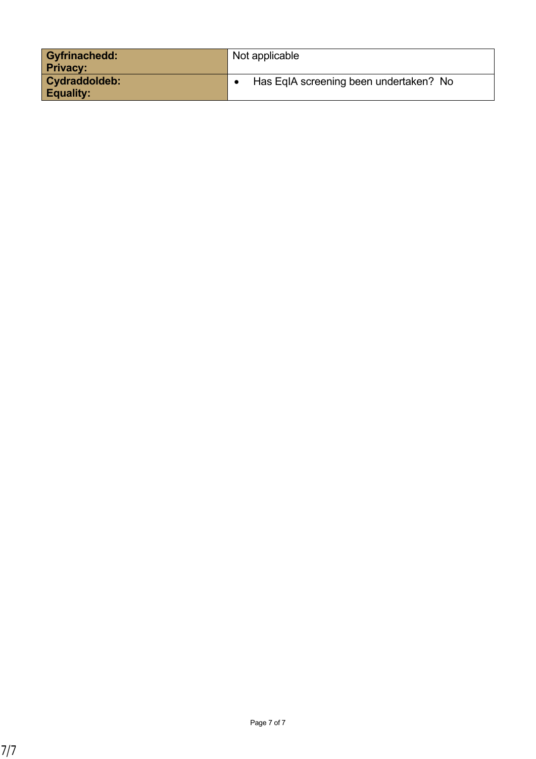| | |
|---|---|
| **Gyfrinachedd: Privacy:** | Not applicable |
| **Cydraddoldeb: Equality:** | • Has EqIA screening been undertaken? No |